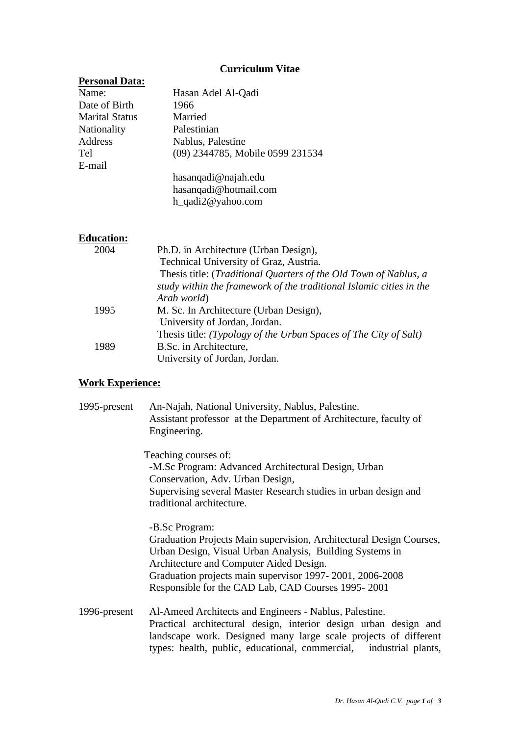# Curriculum Vitae

## Personal Data:

| | |
|---|---|
| Name: | Hasan Adel Al-Qadi |
| Date of Birth | 1966 |
| Marital Status | Married |
| Nationality | Palestinian |
| Address | Nablus, Palestine |
| Tel | (09) 2344785, Mobile 0599 231534 |
| E-mail | hasanqadi@najah.edu<br>hasanqadi@hotmail.com<br>h_qadi2@yahoo.com |

## Education:

**2004**
Ph.D. in Architecture (Urban Design),
Technical University of Graz, Austria.
Thesis title: (*Traditional Quarters of the Old Town of Nablus, a study within the framework of the traditional Islamic cities in the Arab world*)

**1995**
M. Sc. In Architecture (Urban Design),
University of Jordan, Jordan.
Thesis title: *(Typology of the Urban Spaces of The City of Salt)*

**1989**
B.Sc. in Architecture,
University of Jordan, Jordan.

## Work Experience:

**1995-present**
An-Najah, National University, Nablus, Palestine.
Assistant professor at the Department of Architecture, faculty of Engineering.

Teaching courses of:
-M.Sc Program: Advanced Architectural Design, Urban Conservation, Adv. Urban Design,
Supervising several Master Research studies in urban design and traditional architecture.

-B.Sc Program:
Graduation Projects Main supervision, Architectural Design Courses, Urban Design, Visual Urban Analysis, Building Systems in Architecture and Computer Aided Design.
Graduation projects main supervisor 1997- 2001, 2006-2008
Responsible for the CAD Lab, CAD Courses 1995- 2001

**1996-present**
Al-Ameed Architects and Engineers - Nablus, Palestine.
Practical architectural design, interior design urban design and landscape work. Designed many large scale projects of different types: health, public, educational, commercial, industrial plants,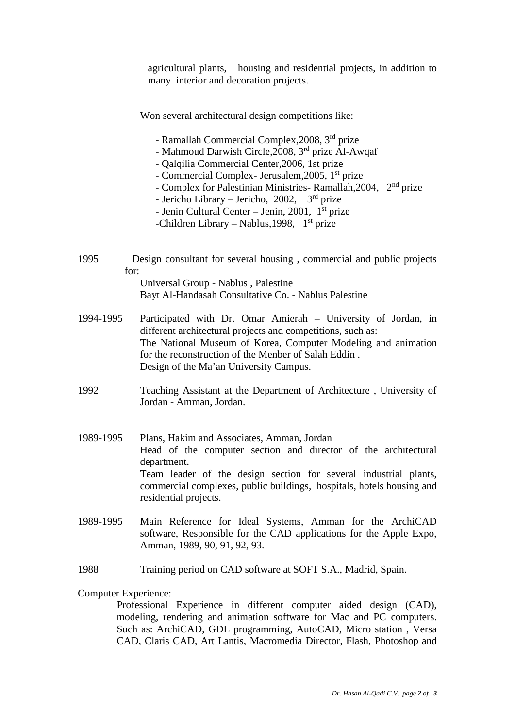agricultural plants, housing and residential projects, in addition to many interior and decoration projects.

Won several architectural design competitions like:

- Ramallah Commercial Complex,2008, 3rd prize
- Mahmoud Darwish Circle,2008, 3rd prize Al-Awqaf
- Qalqilia Commercial Center,2006, 1st prize
- Commercial Complex- Jerusalem,2005, 1st prize
- Complex for Palestinian Ministries- Ramallah,2004, 2nd prize
- Jericho Library – Jericho, 2002, 3rd prize
- Jenin Cultural Center – Jenin, 2001, 1st prize
- Children Library – Nablus,1998, 1st prize

1995 Design consultant for several housing , commercial and public projects for:
Universal Group - Nablus , Palestine
Bayt Al-Handasah Consultative Co. - Nablus Palestine

1994-1995 Participated with Dr. Omar Amierah – University of Jordan, in different architectural projects and competitions, such as:
The National Museum of Korea, Computer Modeling and animation for the reconstruction of the Menber of Salah Eddin .
Design of the Ma'an University Campus.

1992 Teaching Assistant at the Department of Architecture , University of Jordan - Amman, Jordan.

1989-1995 Plans, Hakim and Associates, Amman, Jordan
Head of the computer section and director of the architectural department.
Team leader of the design section for several industrial plants, commercial complexes, public buildings, hospitals, hotels housing and residential projects.

1989-1995 Main Reference for Ideal Systems, Amman for the ArchiCAD software, Responsible for the CAD applications for the Apple Expo, Amman, 1989, 90, 91, 92, 93.

1988 Training period on CAD software at SOFT S.A., Madrid, Spain.

Computer Experience:

Professional Experience in different computer aided design (CAD), modeling, rendering and animation software for Mac and PC computers. Such as: ArchiCAD, GDL programming, AutoCAD, Micro station , Versa CAD, Claris CAD, Art Lantis, Macromedia Director, Flash, Photoshop and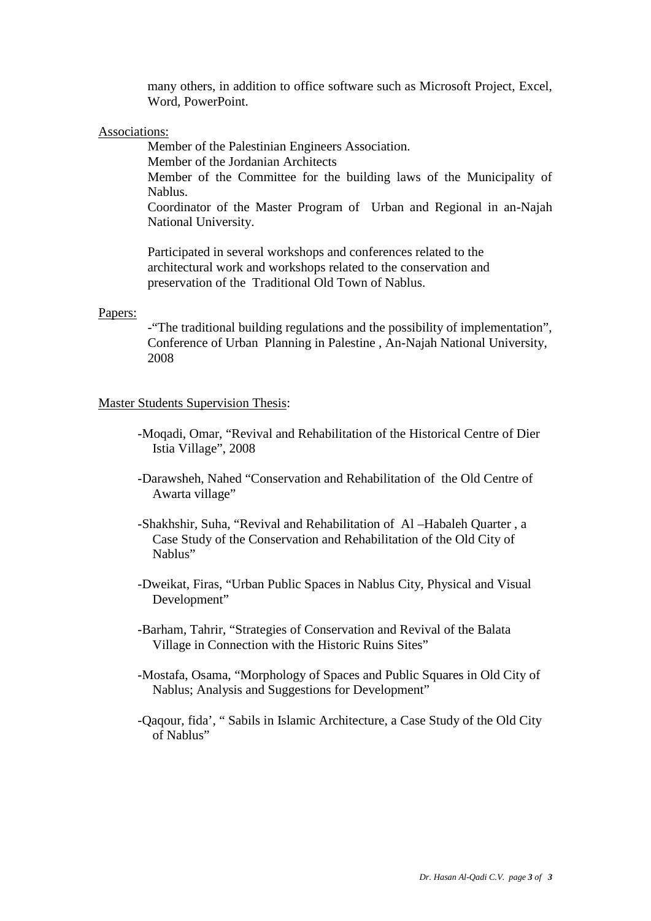many others, in addition to office software such as Microsoft Project, Excel, Word, PowerPoint.

Associations:

Member of the Palestinian Engineers Association.
Member of the Jordanian Architects
Member of the Committee for the building laws of the Municipality of Nablus.
Coordinator of the Master Program of Urban and Regional in an-Najah National University.

Participated in several workshops and conferences related to the architectural work and workshops related to the conservation and preservation of the Traditional Old Town of Nablus.

Papers:

-"The traditional building regulations and the possibility of implementation", Conference of Urban Planning in Palestine , An-Najah National University, 2008

Master Students Supervision Thesis:

-Moqadi, Omar, "Revival and Rehabilitation of the Historical Centre of Dier Istia Village", 2008

-Darawsheh, Nahed "Conservation and Rehabilitation of the Old Centre of Awarta village"

-Shakhshir, Suha, "Revival and Rehabilitation of Al –Habaleh Quarter , a Case Study of the Conservation and Rehabilitation of the Old City of Nablus"

-Dweikat, Firas, "Urban Public Spaces in Nablus City, Physical and Visual Development"

-Barham, Tahrir, "Strategies of Conservation and Revival of the Balata Village in Connection with the Historic Ruins Sites"

-Mostafa, Osama, "Morphology of Spaces and Public Squares in Old City of Nablus; Analysis and Suggestions for Development"

-Qaqour, fida', " Sabils in Islamic Architecture, a Case Study of the Old City of Nablus"